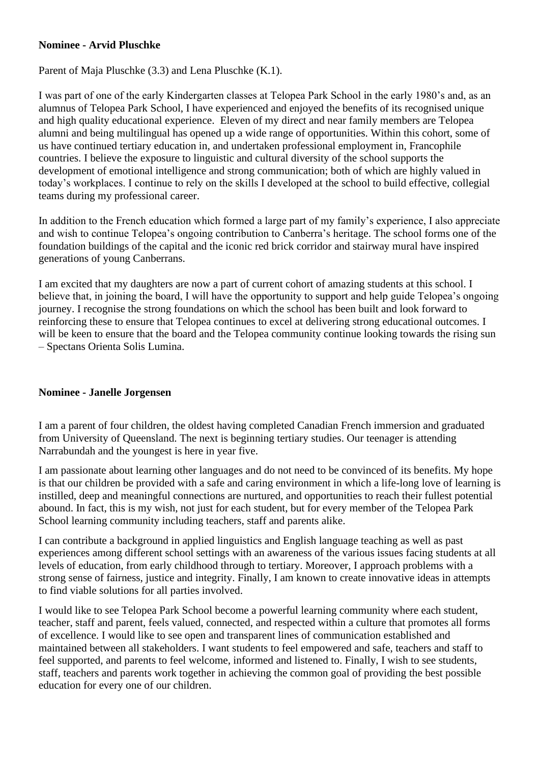**Nominee - Arvid Pluschke**

Parent of Maja Pluschke (3.3) and Lena Pluschke (K.1).

I was part of one of the early Kindergarten classes at Telopea Park School in the early 1980's and, as an alumnus of Telopea Park School, I have experienced and enjoyed the benefits of its recognised unique and high quality educational experience. Eleven of my direct and near family members are Telopea alumni and being multilingual has opened up a wide range of opportunities. Within this cohort, some of us have continued tertiary education in, and undertaken professional employment in, Francophile countries. I believe the exposure to linguistic and cultural diversity of the school supports the development of emotional intelligence and strong communication; both of which are highly valued in today's workplaces. I continue to rely on the skills I developed at the school to build effective, collegial teams during my professional career.

In addition to the French education which formed a large part of my family's experience, I also appreciate and wish to continue Telopea's ongoing contribution to Canberra's heritage. The school forms one of the foundation buildings of the capital and the iconic red brick corridor and stairway mural have inspired generations of young Canberrans.

I am excited that my daughters are now a part of current cohort of amazing students at this school. I believe that, in joining the board, I will have the opportunity to support and help guide Telopea's ongoing journey. I recognise the strong foundations on which the school has been built and look forward to reinforcing these to ensure that Telopea continues to excel at delivering strong educational outcomes. I will be keen to ensure that the board and the Telopea community continue looking towards the rising sun – Spectans Orienta Solis Lumina.

**Nominee - Janelle Jorgensen**

I am a parent of four children, the oldest having completed Canadian French immersion and graduated from University of Queensland. The next is beginning tertiary studies. Our teenager is attending Narrabundah and the youngest is here in year five.

I am passionate about learning other languages and do not need to be convinced of its benefits. My hope is that our children be provided with a safe and caring environment in which a life-long love of learning is instilled, deep and meaningful connections are nurtured, and opportunities to reach their fullest potential abound. In fact, this is my wish, not just for each student, but for every member of the Telopea Park School learning community including teachers, staff and parents alike.

I can contribute a background in applied linguistics and English language teaching as well as past experiences among different school settings with an awareness of the various issues facing students at all levels of education, from early childhood through to tertiary. Moreover, I approach problems with a strong sense of fairness, justice and integrity. Finally, I am known to create innovative ideas in attempts to find viable solutions for all parties involved.

I would like to see Telopea Park School become a powerful learning community where each student, teacher, staff and parent, feels valued, connected, and respected within a culture that promotes all forms of excellence. I would like to see open and transparent lines of communication established and maintained between all stakeholders. I want students to feel empowered and safe, teachers and staff to feel supported, and parents to feel welcome, informed and listened to. Finally, I wish to see students, staff, teachers and parents work together in achieving the common goal of providing the best possible education for every one of our children.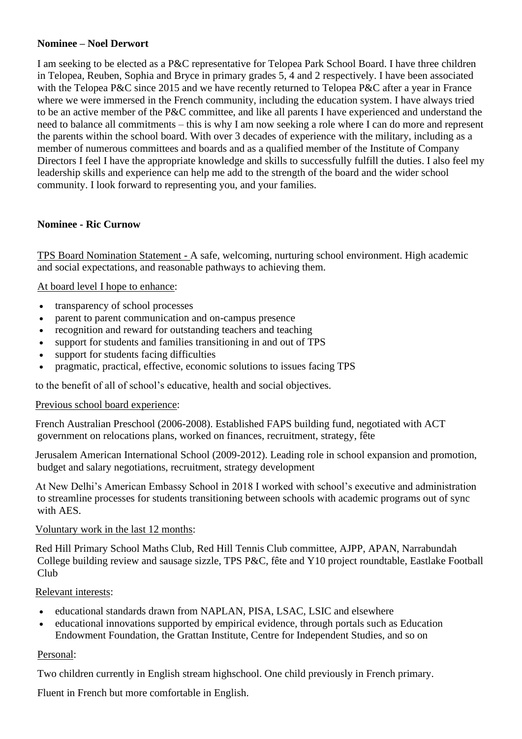**Nominee – Noel Derwort**

I am seeking to be elected as a P&C representative for Telopea Park School Board. I have three children in Telopea, Reuben, Sophia and Bryce in primary grades 5, 4 and 2 respectively. I have been associated with the Telopea P&C since 2015 and we have recently returned to Telopea P&C after a year in France where we were immersed in the French community, including the education system. I have always tried to be an active member of the P&C committee, and like all parents I have experienced and understand the need to balance all commitments – this is why I am now seeking a role where I can do more and represent the parents within the school board. With over 3 decades of experience with the military, including as a member of numerous committees and boards and as a qualified member of the Institute of Company Directors I feel I have the appropriate knowledge and skills to successfully fulfill the duties. I also feel my leadership skills and experience can help me add to the strength of the board and the wider school community. I look forward to representing you, and your families.

**Nominee - Ric Curnow**

TPS Board Nomination Statement - A safe, welcoming, nurturing school environment. High academic and social expectations, and reasonable pathways to achieving them.

At board level I hope to enhance:

- transparency of school processes
- parent to parent communication and on-campus presence
- recognition and reward for outstanding teachers and teaching
- support for students and families transitioning in and out of TPS
- support for students facing difficulties
- pragmatic, practical, effective, economic solutions to issues facing TPS

to the benefit of all of school's educative, health and social objectives.

Previous school board experience:

French Australian Preschool (2006-2008). Established FAPS building fund, negotiated with ACT government on relocations plans, worked on finances, recruitment, strategy, fête

Jerusalem American International School (2009-2012). Leading role in school expansion and promotion, budget and salary negotiations, recruitment, strategy development

At New Delhi's American Embassy School in 2018 I worked with school's executive and administration to streamline processes for students transitioning between schools with academic programs out of sync with AES.

Voluntary work in the last 12 months:

Red Hill Primary School Maths Club, Red Hill Tennis Club committee, AJPP, APAN, Narrabundah College building review and sausage sizzle, TPS P&C, fête and Y10 project roundtable, Eastlake Football Club

Relevant interests:

- educational standards drawn from NAPLAN, PISA, LSAC, LSIC and elsewhere
- educational innovations supported by empirical evidence, through portals such as Education Endowment Foundation, the Grattan Institute, Centre for Independent Studies, and so on

Personal:

Two children currently in English stream highschool. One child previously in French primary.

Fluent in French but more comfortable in English.